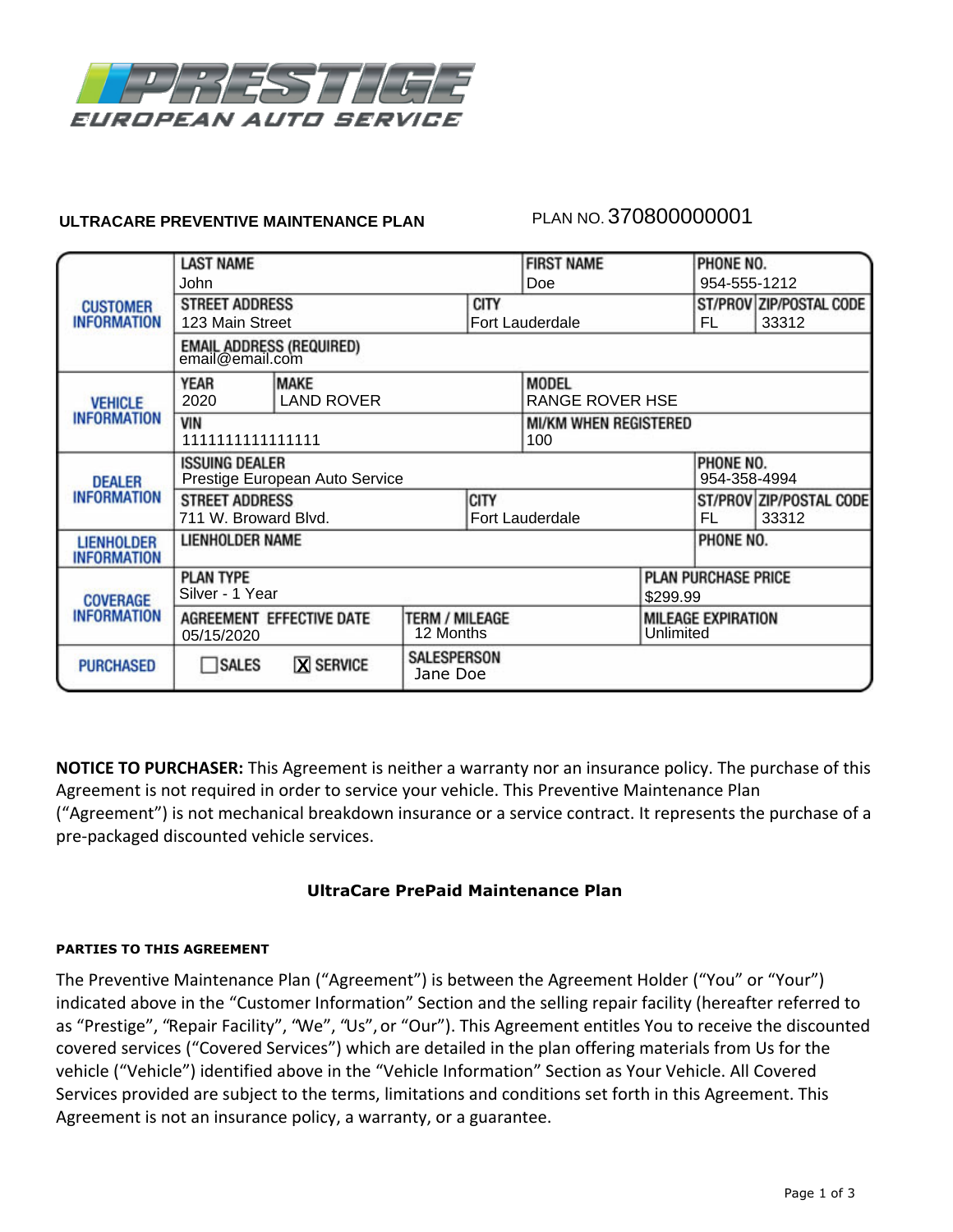# PRESTIGE EUROPEAN AUTO SERVICE

**ULTRACARE PREVENTIVE MAINTENANCE PLAN** PLAN NO. 370800000001

| | | | | | |
|---|---|---|---|---|---|
| **CUSTOMER INFORMATION** | **LAST NAME** John | | **FIRST NAME** Doe | **PHONE NO.** 954-555-1212 | |
| | **STREET ADDRESS** 123 Main Street | **CITY** Fort Lauderdale | | **ST/PROV** FL | **ZIP/POSTAL CODE** 33312 |
| | **EMAIL ADDRESS (REQUIRED)** email@email.com | | | | |
| **VEHICLE INFORMATION** | **YEAR** 2020 | **MAKE** LAND ROVER | **MODEL** RANGE ROVER HSE | | |
| | **VIN** 1111111111111111 | | **MI/KM WHEN REGISTERED** 100 | | |
| **DEALER INFORMATION** | **ISSUING DEALER** Prestige European Auto Service | | | **PHONE NO.** 954-358-4994 | |
| | **STREET ADDRESS** 711 W. Broward Blvd. | **CITY** Fort Lauderdale | | **ST/PROV** FL | **ZIP/POSTAL CODE** 33312 |
| **LIENHOLDER INFORMATION** | **LIENHOLDER NAME** | | | **PHONE NO.** | |
| **COVERAGE INFORMATION** | **PLAN TYPE** Silver - 1 Year | | **PLAN PURCHASE PRICE** $299.99 | | |
| | **AGREEMENT EFFECTIVE DATE** 05/15/2020 | **TERM / MILEAGE** 12 Months | **MILEAGE EXPIRATION** Unlimited | | |
| **PURCHASED** | ☐ SALES ☒ SERVICE | **SALESPERSON** Jane Doe | | | |

**NOTICE TO PURCHASER:** This Agreement is neither a warranty nor an insurance policy. The purchase of this Agreement is not required in order to service your vehicle. This Preventive Maintenance Plan ("Agreement") is not mechanical breakdown insurance or a service contract. It represents the purchase of a pre-packaged discounted vehicle services.

## UltraCare PrePaid Maintenance Plan

### PARTIES TO THIS AGREEMENT

The Preventive Maintenance Plan ("Agreement") is between the Agreement Holder ("You" or "Your") indicated above in the "Customer Information" Section and the selling repair facility (hereafter referred to as "Prestige", "Repair Facility", "We", "Us", or "Our"). This Agreement entitles You to receive the discounted covered services ("Covered Services") which are detailed in the plan offering materials from Us for the vehicle ("Vehicle") identified above in the "Vehicle Information" Section as Your Vehicle. All Covered Services provided are subject to the terms, limitations and conditions set forth in this Agreement. This Agreement is not an insurance policy, a warranty, or a guarantee.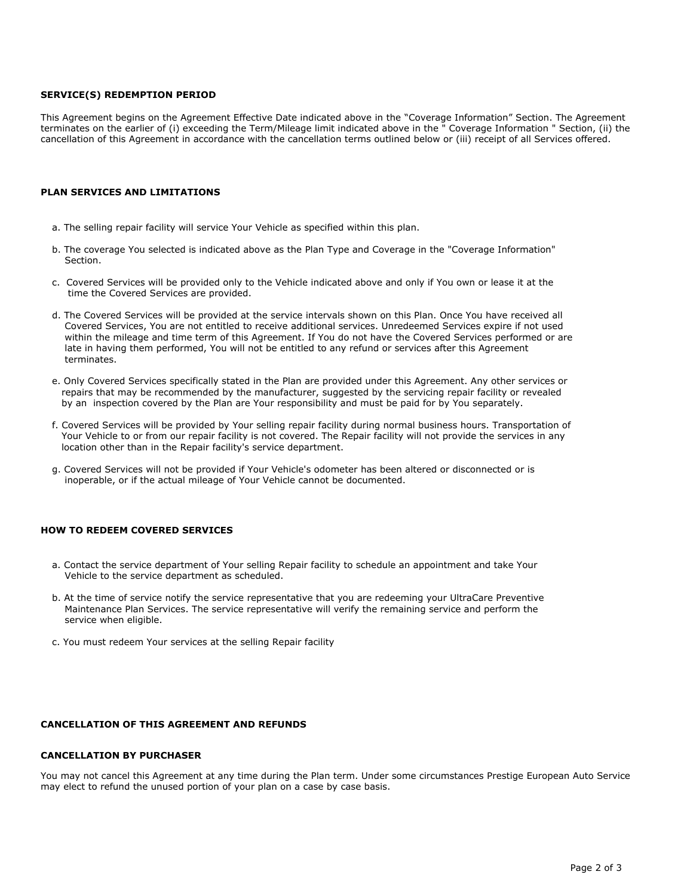## SERVICE(S) REDEMPTION PERIOD

This Agreement begins on the Agreement Effective Date indicated above in the "Coverage Information" Section. The Agreement terminates on the earlier of (i) exceeding the Term/Mileage limit indicated above in the " Coverage Information " Section, (ii) the cancellation of this Agreement in accordance with the cancellation terms outlined below or (iii) receipt of all Services offered.

## PLAN SERVICES AND LIMITATIONS

a. The selling repair facility will service Your Vehicle as specified within this plan.

b. The coverage You selected is indicated above as the Plan Type and Coverage in the "Coverage Information" Section.

c. Covered Services will be provided only to the Vehicle indicated above and only if You own or lease it at the time the Covered Services are provided.

d. The Covered Services will be provided at the service intervals shown on this Plan. Once You have received all Covered Services, You are not entitled to receive additional services. Unredeemed Services expire if not used within the mileage and time term of this Agreement. If You do not have the Covered Services performed or are late in having them performed, You will not be entitled to any refund or services after this Agreement terminates.

e. Only Covered Services specifically stated in the Plan are provided under this Agreement. Any other services or repairs that may be recommended by the manufacturer, suggested by the servicing repair facility or revealed by an inspection covered by the Plan are Your responsibility and must be paid for by You separately.

f. Covered Services will be provided by Your selling repair facility during normal business hours. Transportation of Your Vehicle to or from our repair facility is not covered. The Repair facility will not provide the services in any location other than in the Repair facility's service department.

g. Covered Services will not be provided if Your Vehicle's odometer has been altered or disconnected or is inoperable, or if the actual mileage of Your Vehicle cannot be documented.

## HOW TO REDEEM COVERED SERVICES

a. Contact the service department of Your selling Repair facility to schedule an appointment and take Your Vehicle to the service department as scheduled.

b. At the time of service notify the service representative that you are redeeming your UltraCare Preventive Maintenance Plan Services. The service representative will verify the remaining service and perform the service when eligible.

c. You must redeem Your services at the selling Repair facility

## CANCELLATION OF THIS AGREEMENT AND REFUNDS

### CANCELLATION BY PURCHASER

You may not cancel this Agreement at any time during the Plan term. Under some circumstances Prestige European Auto Service may elect to refund the unused portion of your plan on a case by case basis.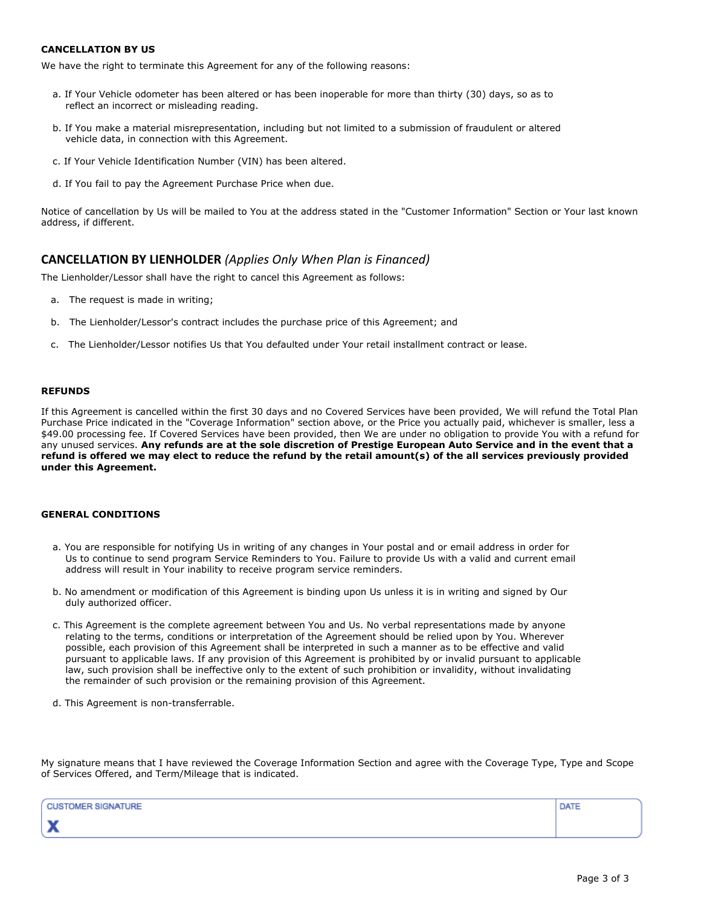**CANCELLATION BY US**

We have the right to terminate this Agreement for any of the following reasons:

a. If Your Vehicle odometer has been altered or has been inoperable for more than thirty (30) days, so as to reflect an incorrect or misleading reading.

b. If You make a material misrepresentation, including but not limited to a submission of fraudulent or altered vehicle data, in connection with this Agreement.

c. If Your Vehicle Identification Number (VIN) has been altered.

d. If You fail to pay the Agreement Purchase Price when due.

Notice of cancellation by Us will be mailed to You at the address stated in the "Customer Information" Section or Your last known address, if different.

## CANCELLATION BY LIENHOLDER *(Applies Only When Plan is Financed)*

The Lienholder/Lessor shall have the right to cancel this Agreement as follows:

a. The request is made in writing;

b. The Lienholder/Lessor's contract includes the purchase price of this Agreement; and

c. The Lienholder/Lessor notifies Us that You defaulted under Your retail installment contract or lease.

**REFUNDS**

If this Agreement is cancelled within the first 30 days and no Covered Services have been provided, We will refund the Total Plan Purchase Price indicated in the "Coverage Information" section above, or the Price you actually paid, whichever is smaller, less a $49.00 processing fee. If Covered Services have been provided, then We are under no obligation to provide You with a refund for any unused services. **Any refunds are at the sole discretion of Prestige European Auto Service and in the event that a refund is offered we may elect to reduce the refund by the retail amount(s) of the all services previously provided under this Agreement.**

**GENERAL CONDITIONS**

a. You are responsible for notifying Us in writing of any changes in Your postal and or email address in order for Us to continue to send program Service Reminders to You. Failure to provide Us with a valid and current email address will result in Your inability to receive program service reminders.

b. No amendment or modification of this Agreement is binding upon Us unless it is in writing and signed by Our duly authorized officer.

c. This Agreement is the complete agreement between You and Us. No verbal representations made by anyone relating to the terms, conditions or interpretation of the Agreement should be relied upon by You. Wherever possible, each provision of this Agreement shall be interpreted in such a manner as to be effective and valid pursuant to applicable laws. If any provision of this Agreement is prohibited by or invalid pursuant to applicable law, such provision shall be ineffective only to the extent of such prohibition or invalidity, without invalidating the remainder of such provision or the remaining provision of this Agreement.

d. This Agreement is non-transferrable.

My signature means that I have reviewed the Coverage Information Section and agree with the Coverage Type, Type and Scope of Services Offered, and Term/Mileage that is indicated.

| CUSTOMER SIGNATURE | DATE |
| --- | --- |
| X | |